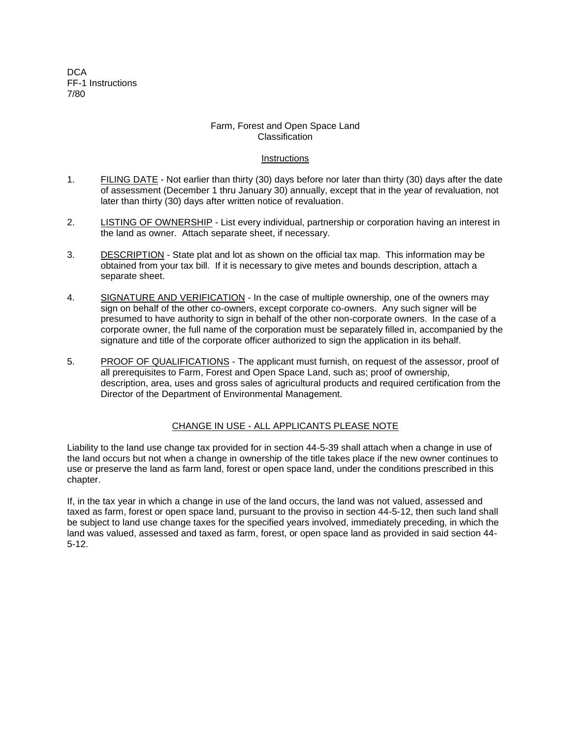DCA
FF-1 Instructions
7/80

# Farm, Forest and Open Space Land Classification

## Instructions

1. FILING DATE - Not earlier than thirty (30) days before nor later than thirty (30) days after the date of assessment (December 1 thru January 30) annually, except that in the year of revaluation, not later than thirty (30) days after written notice of revaluation.

2. LISTING OF OWNERSHIP - List every individual, partnership or corporation having an interest in the land as owner. Attach separate sheet, if necessary.

3. DESCRIPTION - State plat and lot as shown on the official tax map. This information may be obtained from your tax bill. If it is necessary to give metes and bounds description, attach a separate sheet.

4. SIGNATURE AND VERIFICATION - In the case of multiple ownership, one of the owners may sign on behalf of the other co-owners, except corporate co-owners. Any such signer will be presumed to have authority to sign in behalf of the other non-corporate owners. In the case of a corporate owner, the full name of the corporation must be separately filled in, accompanied by the signature and title of the corporate officer authorized to sign the application in its behalf.

5. PROOF OF QUALIFICATIONS - The applicant must furnish, on request of the assessor, proof of all prerequisites to Farm, Forest and Open Space Land, such as; proof of ownership, description, area, uses and gross sales of agricultural products and required certification from the Director of the Department of Environmental Management.

## CHANGE IN USE - ALL APPLICANTS PLEASE NOTE

Liability to the land use change tax provided for in section 44-5-39 shall attach when a change in use of the land occurs but not when a change in ownership of the title takes place if the new owner continues to use or preserve the land as farm land, forest or open space land, under the conditions prescribed in this chapter.

If, in the tax year in which a change in use of the land occurs, the land was not valued, assessed and taxed as farm, forest or open space land, pursuant to the proviso in section 44-5-12, then such land shall be subject to land use change taxes for the specified years involved, immediately preceding, in which the land was valued, assessed and taxed as farm, forest, or open space land as provided in said section 44-5-12.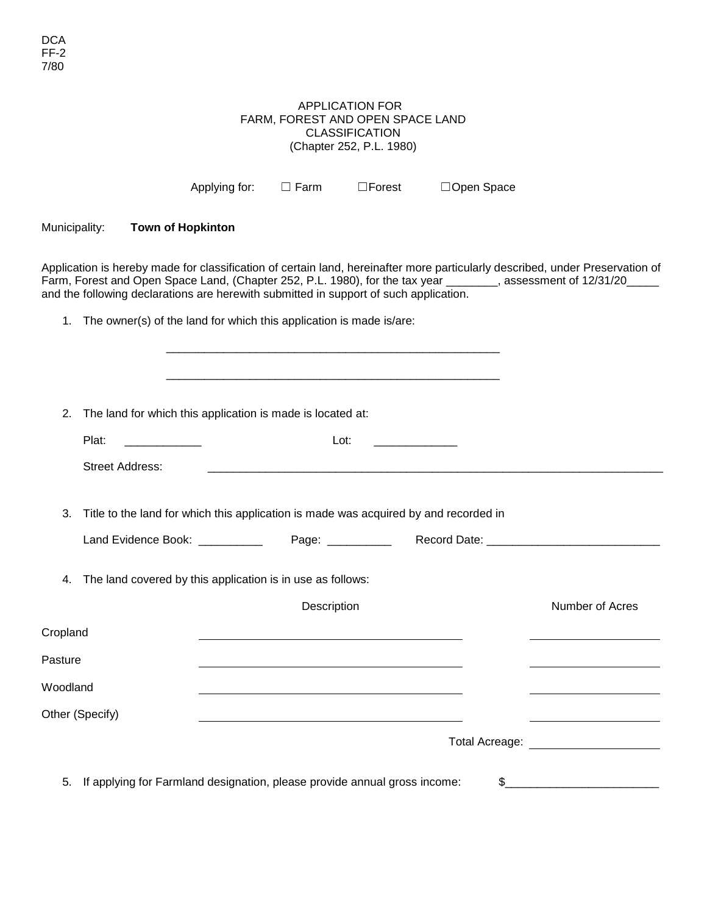DCA
FF-2
7/80

# APPLICATION FOR
# FARM, FOREST AND OPEN SPACE LAND
# CLASSIFICATION
(Chapter 252, P.L. 1980)

Applying for: ☐ Farm ☐Forest ☐Open Space

Municipality: **Town of Hopkinton**

Application is hereby made for classification of certain land, hereinafter more particularly described, under Preservation of Farm, Forest and Open Space Land, (Chapter 252, P.L. 1980), for the tax year ________, assessment of 12/31/20_____ and the following declarations are herewith submitted in support of such application.

1. The owner(s) of the land for which this application is made is/are:

   ______________________________________________________

   ______________________________________________________

2. The land for which this application is made is located at:

   Plat: ____________ Lot: _____________

   Street Address: ___________________________________________________________________________

3. Title to the land for which this application is made was acquired by and recorded in

   Land Evidence Book: __________ Page: __________ Record Date: ___________________________

4. The land covered by this application is in use as follows:

| | Description | Number of Acres |
|---|---|---|
| Cropland | ___________________________ | ______________ |
| Pasture | ___________________________ | ______________ |
| Woodland | ___________________________ | ______________ |
| Other (Specify) | ___________________________ | ______________ |
| | Total Acreage: | ______________ |

5. If applying for Farmland designation, please provide annual gross income: $________________________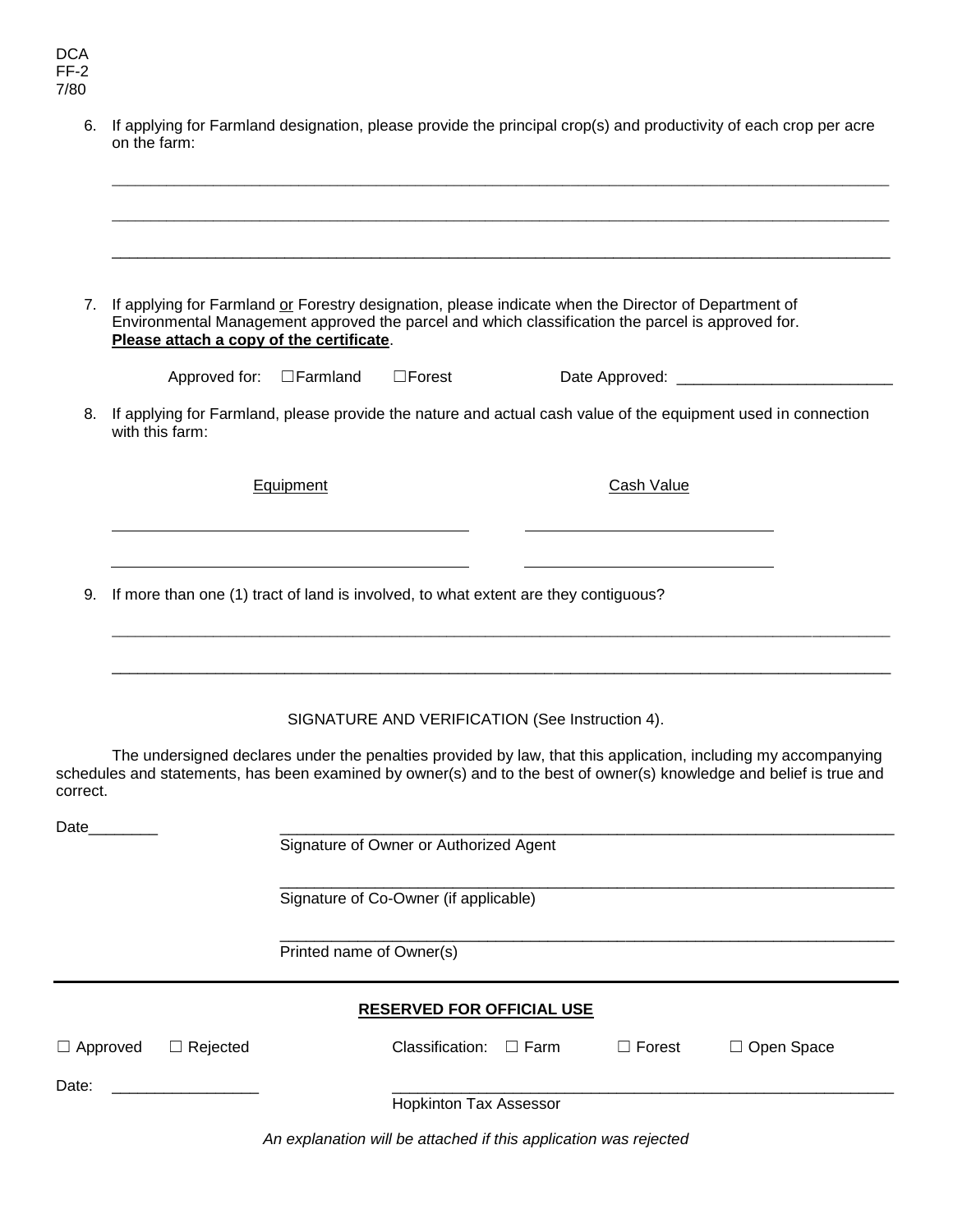DCA
FF-2
7/80

6. If applying for Farmland designation, please provide the principal crop(s) and productivity of each crop per acre on the farm:

___________________________________________________________________________________________

___________________________________________________________________________________________

___________________________________________________________________________________________

7. If applying for Farmland or Forestry designation, please indicate when the Director of Department of Environmental Management approved the parcel and which classification the parcel is approved for. **Please attach a copy of the certificate**.

   Approved for: ☐Farmland ☐Forest Date Approved: _________________________

8. If applying for Farmland, please provide the nature and actual cash value of the equipment used in connection with this farm:

| Equipment | Cash Value |
|---|---|
| | |
| | |

9. If more than one (1) tract of land is involved, to what extent are they contiguous?

___________________________________________________________________________________________

___________________________________________________________________________________________

SIGNATURE AND VERIFICATION (See Instruction 4).

The undersigned declares under the penalties provided by law, that this application, including my accompanying schedules and statements, has been examined by owner(s) and to the best of owner(s) knowledge and belief is true and correct.

Date________ ______________________________________________________
Signature of Owner or Authorized Agent

______________________________________________________
Signature of Co-Owner (if applicable)

______________________________________________________
Printed name of Owner(s)

---

**RESERVED FOR OFFICIAL USE**

☐ Approved ☐ Rejected Classification: ☐ Farm ☐ Forest ☐ Open Space

Date: _________________ ______________________________________________________
Hopkinton Tax Assessor

*An explanation will be attached if this application was rejected*